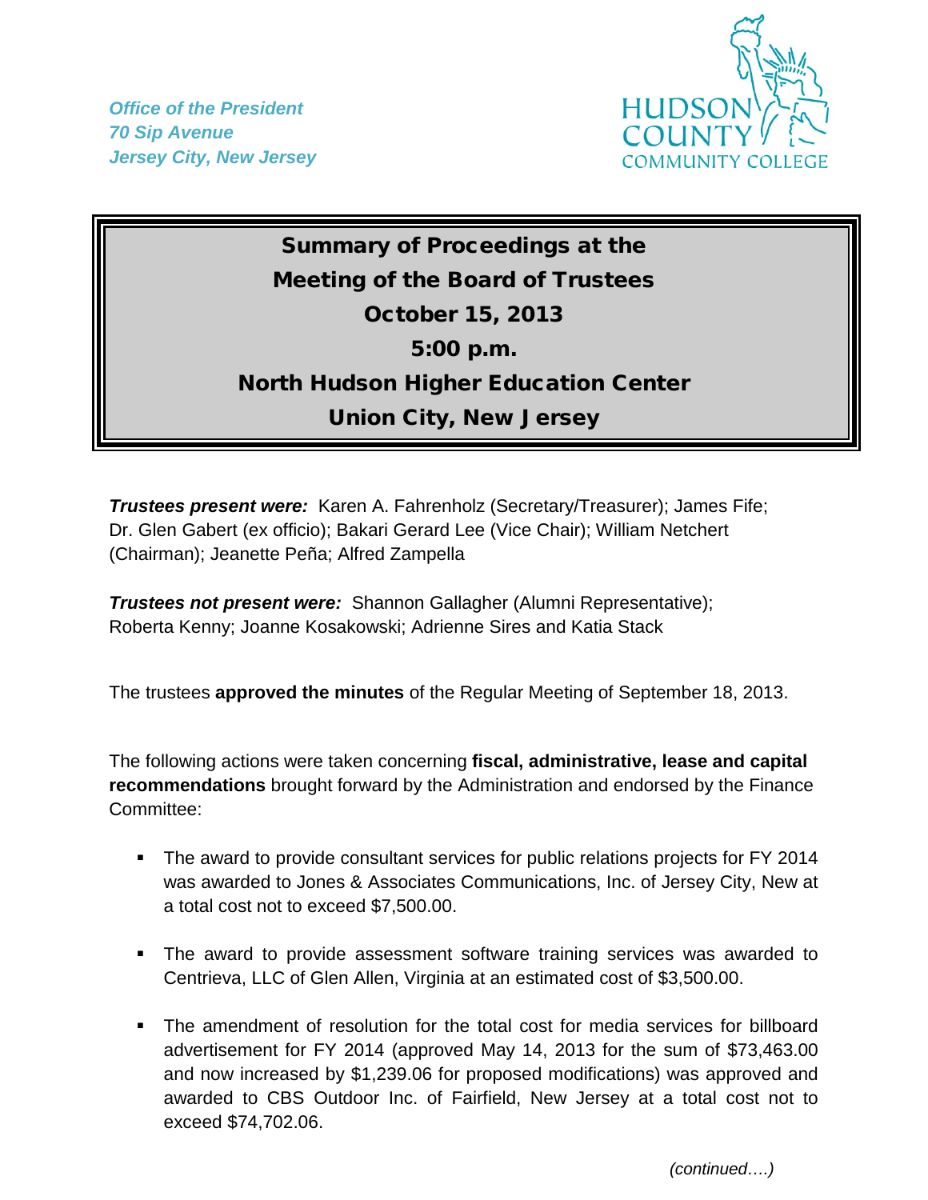*Office of the President*
*70 Sip Avenue*
*Jersey City, New Jersey*

HUDSON COUNTY COMMUNITY COLLEGE

# Summary of Proceedings at the Meeting of the Board of Trustees
## October 15, 2013
## 5:00 p.m.
## North Hudson Higher Education Center
## Union City, New Jersey

***Trustees present were:*** Karen A. Fahrenholz (Secretary/Treasurer); James Fife; Dr. Glen Gabert (ex officio); Bakari Gerard Lee (Vice Chair); William Netchert (Chairman); Jeanette Peña; Alfred Zampella

***Trustees not present were:*** Shannon Gallagher (Alumni Representative); Roberta Kenny; Joanne Kosakowski; Adrienne Sires and Katia Stack

The trustees **approved the minutes** of the Regular Meeting of September 18, 2013.

The following actions were taken concerning **fiscal, administrative, lease and capital recommendations** brought forward by the Administration and endorsed by the Finance Committee:

- The award to provide consultant services for public relations projects for FY 2014 was awarded to Jones & Associates Communications, Inc. of Jersey City, New at a total cost not to exceed $7,500.00.
- The award to provide assessment software training services was awarded to Centrieva, LLC of Glen Allen, Virginia at an estimated cost of $3,500.00.
- The amendment of resolution for the total cost for media services for billboard advertisement for FY 2014 (approved May 14, 2013 for the sum of $73,463.00 and now increased by $1,239.06 for proposed modifications) was approved and awarded to CBS Outdoor Inc. of Fairfield, New Jersey at a total cost not to exceed $74,702.06.

*(continued….)*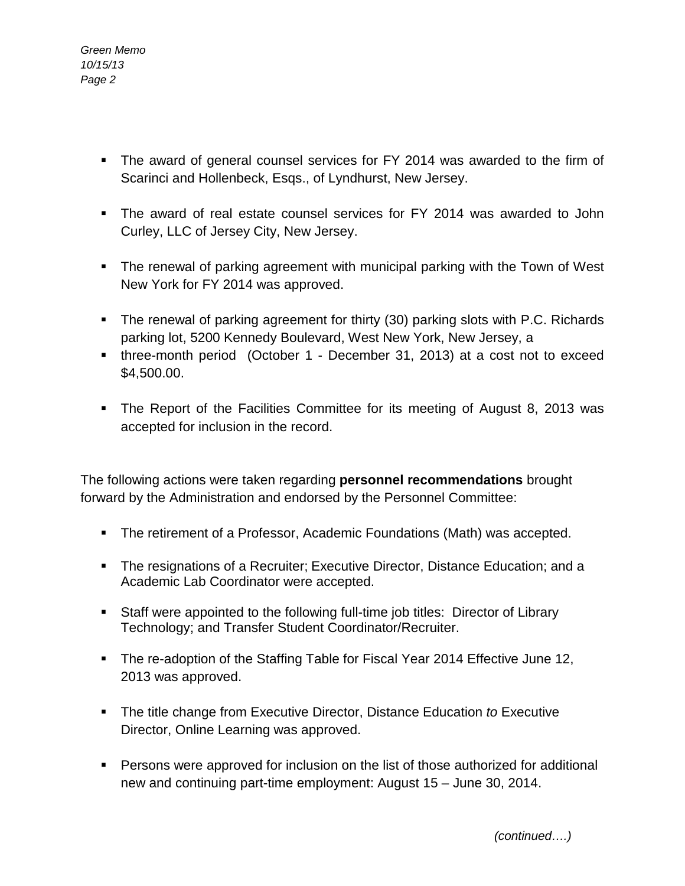- The award of general counsel services for FY 2014 was awarded to the firm of Scarinci and Hollenbeck, Esqs., of Lyndhurst, New Jersey.

- The award of real estate counsel services for FY 2014 was awarded to John Curley, LLC of Jersey City, New Jersey.

- The renewal of parking agreement with municipal parking with the Town of West New York for FY 2014 was approved.

- The renewal of parking agreement for thirty (30) parking slots with P.C. Richards parking lot, 5200 Kennedy Boulevard, West New York, New Jersey, a
- three-month period (October 1 - December 31, 2013) at a cost not to exceed $4,500.00.

- The Report of the Facilities Committee for its meeting of August 8, 2013 was accepted for inclusion in the record.

The following actions were taken regarding **personnel recommendations** brought forward by the Administration and endorsed by the Personnel Committee:

- The retirement of a Professor, Academic Foundations (Math) was accepted.

- The resignations of a Recruiter; Executive Director, Distance Education; and a Academic Lab Coordinator were accepted.

- Staff were appointed to the following full-time job titles: Director of Library Technology; and Transfer Student Coordinator/Recruiter.

- The re-adoption of the Staffing Table for Fiscal Year 2014 Effective June 12, 2013 was approved.

- The title change from Executive Director, Distance Education *to* Executive Director, Online Learning was approved.

- Persons were approved for inclusion on the list of those authorized for additional new and continuing part-time employment: August 15 – June 30, 2014.

*(continued….)*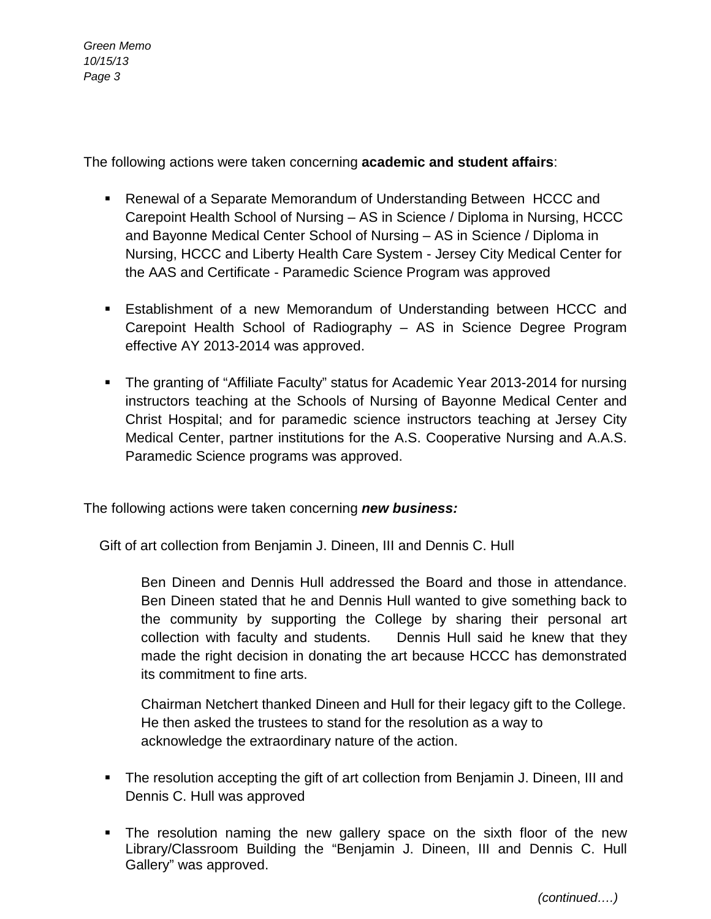The following actions were taken concerning **academic and student affairs**:

- Renewal of a Separate Memorandum of Understanding Between HCCC and Carepoint Health School of Nursing – AS in Science / Diploma in Nursing, HCCC and Bayonne Medical Center School of Nursing – AS in Science / Diploma in Nursing, HCCC and Liberty Health Care System - Jersey City Medical Center for the AAS and Certificate - Paramedic Science Program was approved

- Establishment of a new Memorandum of Understanding between HCCC and Carepoint Health School of Radiography – AS in Science Degree Program effective AY 2013-2014 was approved.

- The granting of "Affiliate Faculty" status for Academic Year 2013-2014 for nursing instructors teaching at the Schools of Nursing of Bayonne Medical Center and Christ Hospital; and for paramedic science instructors teaching at Jersey City Medical Center, partner institutions for the A.S. Cooperative Nursing and A.A.S. Paramedic Science programs was approved.

The following actions were taken concerning ***new business:***

Gift of art collection from Benjamin J. Dineen, III and Dennis C. Hull

Ben Dineen and Dennis Hull addressed the Board and those in attendance. Ben Dineen stated that he and Dennis Hull wanted to give something back to the community by supporting the College by sharing their personal art collection with faculty and students. Dennis Hull said he knew that they made the right decision in donating the art because HCCC has demonstrated its commitment to fine arts.

Chairman Netchert thanked Dineen and Hull for their legacy gift to the College. He then asked the trustees to stand for the resolution as a way to acknowledge the extraordinary nature of the action.

- The resolution accepting the gift of art collection from Benjamin J. Dineen, III and Dennis C. Hull was approved

- The resolution naming the new gallery space on the sixth floor of the new Library/Classroom Building the "Benjamin J. Dineen, III and Dennis C. Hull Gallery" was approved.

*(continued….)*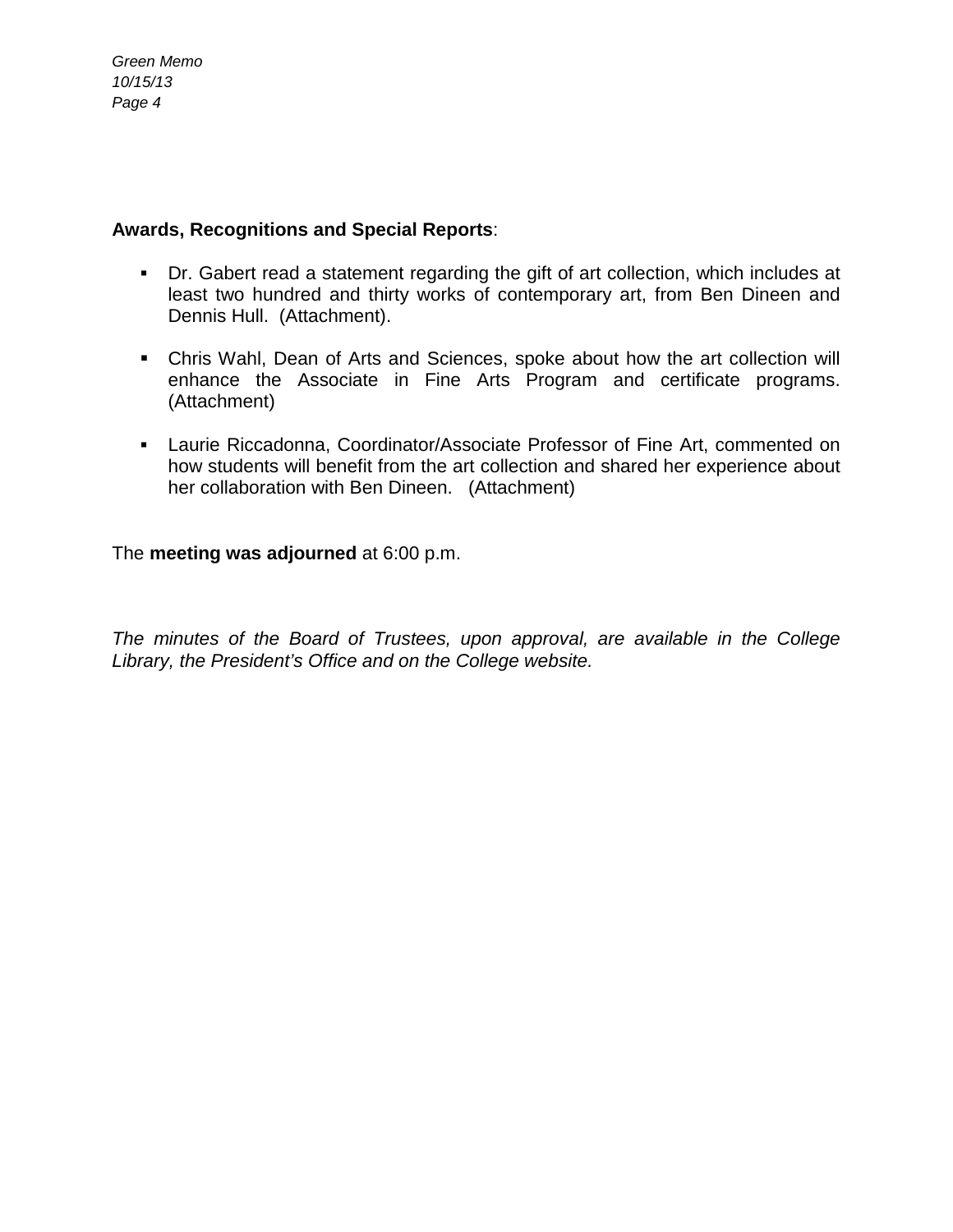**Awards, Recognitions and Special Reports**:

- Dr. Gabert read a statement regarding the gift of art collection, which includes at least two hundred and thirty works of contemporary art, from Ben Dineen and Dennis Hull. (Attachment).
- Chris Wahl, Dean of Arts and Sciences, spoke about how the art collection will enhance the Associate in Fine Arts Program and certificate programs. (Attachment)
- Laurie Riccadonna, Coordinator/Associate Professor of Fine Art, commented on how students will benefit from the art collection and shared her experience about her collaboration with Ben Dineen. (Attachment)

The **meeting was adjourned** at 6:00 p.m.

*The minutes of the Board of Trustees, upon approval, are available in the College Library, the President's Office and on the College website.*